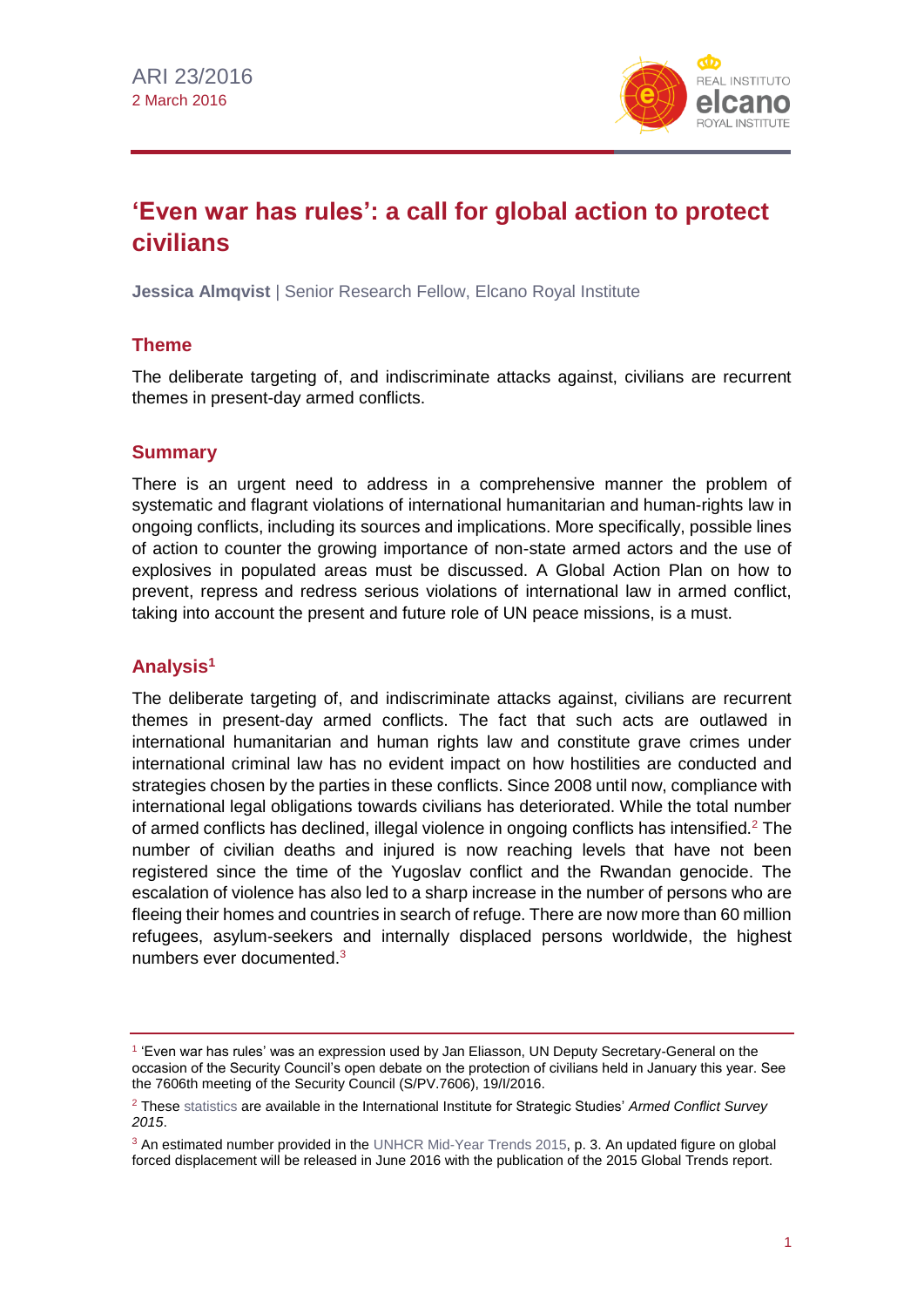ARI 23/2016
2 March 2016

# 'Even war has rules': a call for global action to protect civilians

**Jessica Almqvist** | Senior Research Fellow, Elcano Royal Institute

## Theme

The deliberate targeting of, and indiscriminate attacks against, civilians are recurrent themes in present-day armed conflicts.

## Summary

There is an urgent need to address in a comprehensive manner the problem of systematic and flagrant violations of international humanitarian and human-rights law in ongoing conflicts, including its sources and implications. More specifically, possible lines of action to counter the growing importance of non-state armed actors and the use of explosives in populated areas must be discussed. A Global Action Plan on how to prevent, repress and redress serious violations of international law in armed conflict, taking into account the present and future role of UN peace missions, is a must.

## Analysis[1]

The deliberate targeting of, and indiscriminate attacks against, civilians are recurrent themes in present-day armed conflicts. The fact that such acts are outlawed in international humanitarian and human rights law and constitute grave crimes under international criminal law has no evident impact on how hostilities are conducted and strategies chosen by the parties in these conflicts. Since 2008 until now, compliance with international legal obligations towards civilians has deteriorated. While the total number of armed conflicts has declined, illegal violence in ongoing conflicts has intensified.[2] The number of civilian deaths and injured is now reaching levels that have not been registered since the time of the Yugoslav conflict and the Rwandan genocide. The escalation of violence has also led to a sharp increase in the number of persons who are fleeing their homes and countries in search of refuge. There are now more than 60 million refugees, asylum-seekers and internally displaced persons worldwide, the highest numbers ever documented.[3]

---

[1] 'Even war has rules' was an expression used by Jan Eliasson, UN Deputy Secretary-General on the occasion of the Security Council's open debate on the protection of civilians held in January this year. See the 7606th meeting of the Security Council (S/PV.7606), 19/I/2016.

[2] These statistics are available in the International Institute for Strategic Studies' *Armed Conflict Survey 2015*.

[3] An estimated number provided in the UNHCR Mid-Year Trends 2015, p. 3. An updated figure on global forced displacement will be released in June 2016 with the publication of the 2015 Global Trends report.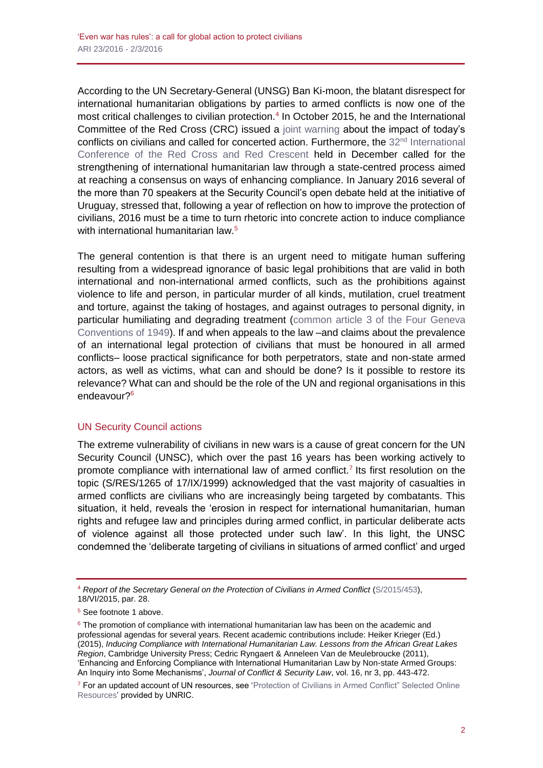According to the UN Secretary-General (UNSG) Ban Ki-moon, the blatant disrespect for international humanitarian obligations by parties to armed conflicts is now one of the most critical challenges to civilian protection.[4] In October 2015, he and the International Committee of the Red Cross (CRC) issued a joint warning about the impact of today's conflicts on civilians and called for concerted action. Furthermore, the 32nd International Conference of the Red Cross and Red Crescent held in December called for the strengthening of international humanitarian law through a state-centred process aimed at reaching a consensus on ways of enhancing compliance. In January 2016 several of the more than 70 speakers at the Security Council's open debate held at the initiative of Uruguay, stressed that, following a year of reflection on how to improve the protection of civilians, 2016 must be a time to turn rhetoric into concrete action to induce compliance with international humanitarian law.[5]

The general contention is that there is an urgent need to mitigate human suffering resulting from a widespread ignorance of basic legal prohibitions that are valid in both international and non-international armed conflicts, such as the prohibitions against violence to life and person, in particular murder of all kinds, mutilation, cruel treatment and torture, against the taking of hostages, and against outrages to personal dignity, in particular humiliating and degrading treatment (common article 3 of the Four Geneva Conventions of 1949). If and when appeals to the law –and claims about the prevalence of an international legal protection of civilians that must be honoured in all armed conflicts– loose practical significance for both perpetrators, state and non-state armed actors, as well as victims, what can and should be done? Is it possible to restore its relevance? What can and should be the role of the UN and regional organisations in this endeavour?[6]

## UN Security Council actions

The extreme vulnerability of civilians in new wars is a cause of great concern for the UN Security Council (UNSC), which over the past 16 years has been working actively to promote compliance with international law of armed conflict.[7] Its first resolution on the topic (S/RES/1265 of 17/IX/1999) acknowledged that the vast majority of casualties in armed conflicts are civilians who are increasingly being targeted by combatants. This situation, it held, reveals the 'erosion in respect for international humanitarian, human rights and refugee law and principles during armed conflict, in particular deliberate acts of violence against all those protected under such law'. In this light, the UNSC condemned the 'deliberate targeting of civilians in situations of armed conflict' and urged

---

[4] *Report of the Secretary General on the Protection of Civilians in Armed Conflict* (S/2015/453), 18/VI/2015, par. 28.

[5] See footnote 1 above.

[6] The promotion of compliance with international humanitarian law has been on the academic and professional agendas for several years. Recent academic contributions include: Heiker Krieger (Ed.) (2015), *Inducing Compliance with International Humanitarian Law. Lessons from the African Great Lakes Region*, Cambridge University Press; Cedric Ryngaert & Anneleen Van de Meulebroucke (2011), 'Enhancing and Enforcing Compliance with International Humanitarian Law by Non-state Armed Groups: An Inquiry into Some Mechanisms', *Journal of Conflict & Security Law*, vol. 16, nr 3, pp. 443-472.

[7] For an updated account of UN resources, see 'Protection of Civilians in Armed Conflict" Selected Online Resources' provided by UNRIC.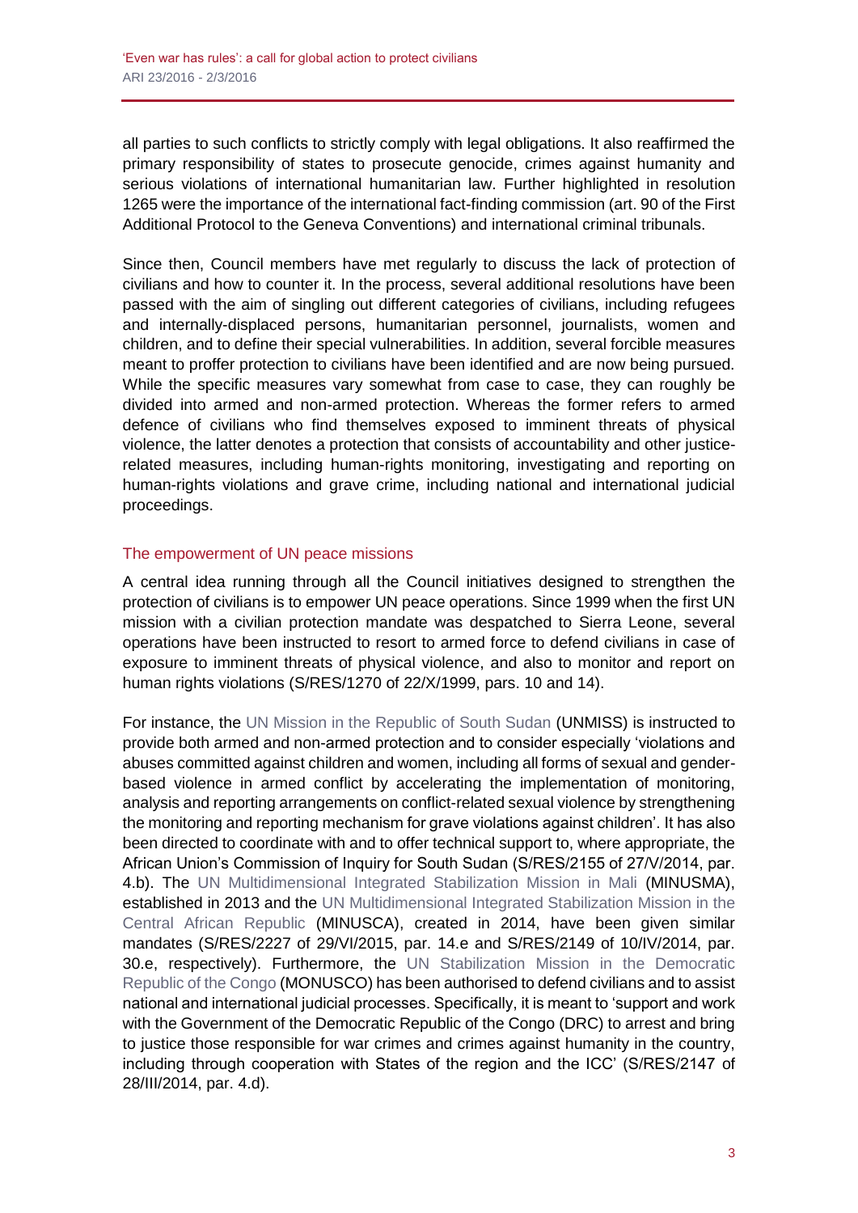all parties to such conflicts to strictly comply with legal obligations. It also reaffirmed the primary responsibility of states to prosecute genocide, crimes against humanity and serious violations of international humanitarian law. Further highlighted in resolution 1265 were the importance of the international fact-finding commission (art. 90 of the First Additional Protocol to the Geneva Conventions) and international criminal tribunals.

Since then, Council members have met regularly to discuss the lack of protection of civilians and how to counter it. In the process, several additional resolutions have been passed with the aim of singling out different categories of civilians, including refugees and internally-displaced persons, humanitarian personnel, journalists, women and children, and to define their special vulnerabilities. In addition, several forcible measures meant to proffer protection to civilians have been identified and are now being pursued. While the specific measures vary somewhat from case to case, they can roughly be divided into armed and non-armed protection. Whereas the former refers to armed defence of civilians who find themselves exposed to imminent threats of physical violence, the latter denotes a protection that consists of accountability and other justice-related measures, including human-rights monitoring, investigating and reporting on human-rights violations and grave crime, including national and international judicial proceedings.

## The empowerment of UN peace missions

A central idea running through all the Council initiatives designed to strengthen the protection of civilians is to empower UN peace operations. Since 1999 when the first UN mission with a civilian protection mandate was despatched to Sierra Leone, several operations have been instructed to resort to armed force to defend civilians in case of exposure to imminent threats of physical violence, and also to monitor and report on human rights violations (S/RES/1270 of 22/X/1999, pars. 10 and 14).

For instance, the UN Mission in the Republic of South Sudan (UNMISS) is instructed to provide both armed and non-armed protection and to consider especially 'violations and abuses committed against children and women, including all forms of sexual and gender-based violence in armed conflict by accelerating the implementation of monitoring, analysis and reporting arrangements on conflict-related sexual violence by strengthening the monitoring and reporting mechanism for grave violations against children'. It has also been directed to coordinate with and to offer technical support to, where appropriate, the African Union's Commission of Inquiry for South Sudan (S/RES/2155 of 27/V/2014, par. 4.b). The UN Multidimensional Integrated Stabilization Mission in Mali (MINUSMA), established in 2013 and the UN Multidimensional Integrated Stabilization Mission in the Central African Republic (MINUSCA), created in 2014, have been given similar mandates (S/RES/2227 of 29/VI/2015, par. 14.e and S/RES/2149 of 10/IV/2014, par. 30.e, respectively). Furthermore, the UN Stabilization Mission in the Democratic Republic of the Congo (MONUSCO) has been authorised to defend civilians and to assist national and international judicial processes. Specifically, it is meant to 'support and work with the Government of the Democratic Republic of the Congo (DRC) to arrest and bring to justice those responsible for war crimes and crimes against humanity in the country, including through cooperation with States of the region and the ICC' (S/RES/2147 of 28/III/2014, par. 4.d).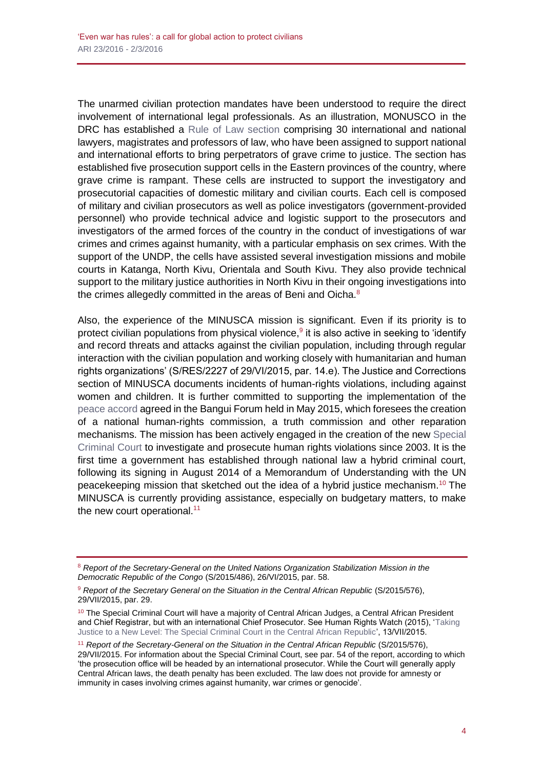The unarmed civilian protection mandates have been understood to require the direct involvement of international legal professionals. As an illustration, MONUSCO in the DRC has established a Rule of Law section comprising 30 international and national lawyers, magistrates and professors of law, who have been assigned to support national and international efforts to bring perpetrators of grave crime to justice. The section has established five prosecution support cells in the Eastern provinces of the country, where grave crime is rampant. These cells are instructed to support the investigatory and prosecutorial capacities of domestic military and civilian courts. Each cell is composed of military and civilian prosecutors as well as police investigators (government-provided personnel) who provide technical advice and logistic support to the prosecutors and investigators of the armed forces of the country in the conduct of investigations of war crimes and crimes against humanity, with a particular emphasis on sex crimes. With the support of the UNDP, the cells have assisted several investigation missions and mobile courts in Katanga, North Kivu, Orientala and South Kivu. They also provide technical support to the military justice authorities in North Kivu in their ongoing investigations into the crimes allegedly committed in the areas of Beni and Oicha.[8]

Also, the experience of the MINUSCA mission is significant. Even if its priority is to protect civilian populations from physical violence,[9] it is also active in seeking to 'identify and record threats and attacks against the civilian population, including through regular interaction with the civilian population and working closely with humanitarian and human rights organizations' (S/RES/2227 of 29/VI/2015, par. 14.e). The Justice and Corrections section of MINUSCA documents incidents of human-rights violations, including against women and children. It is further committed to supporting the implementation of the peace accord agreed in the Bangui Forum held in May 2015, which foresees the creation of a national human-rights commission, a truth commission and other reparation mechanisms. The mission has been actively engaged in the creation of the new Special Criminal Court to investigate and prosecute human rights violations since 2003. It is the first time a government has established through national law a hybrid criminal court, following its signing in August 2014 of a Memorandum of Understanding with the UN peacekeeping mission that sketched out the idea of a hybrid justice mechanism.[10] The MINUSCA is currently providing assistance, especially on budgetary matters, to make the new court operational.[11]

---

[8] *Report of the Secretary-General on the United Nations Organization Stabilization Mission in the Democratic Republic of the Congo* (S/2015/486), 26/VI/2015, par. 58.

[9] *Report of the Secretary General on the Situation in the Central African Republic* (S/2015/576), 29/VII/2015, par. 29.

[10] The Special Criminal Court will have a majority of Central African Judges, a Central African President and Chief Registrar, but with an international Chief Prosecutor. See Human Rights Watch (2015), 'Taking Justice to a New Level: The Special Criminal Court in the Central African Republic', 13/VII/2015.

[11] *Report of the Secretary-General on the Situation in the Central African Republic* (S/2015/576), 29/VII/2015. For information about the Special Criminal Court, see par. 54 of the report, according to which 'the prosecution office will be headed by an international prosecutor. While the Court will generally apply Central African laws, the death penalty has been excluded. The law does not provide for amnesty or immunity in cases involving crimes against humanity, war crimes or genocide'.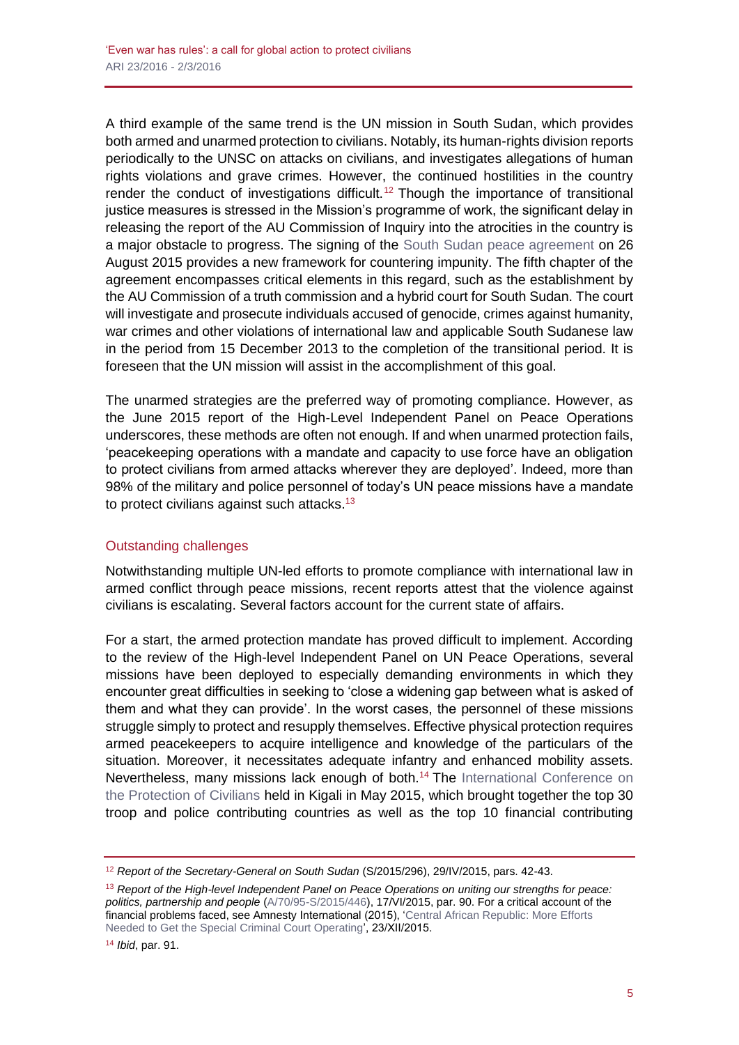A third example of the same trend is the UN mission in South Sudan, which provides both armed and unarmed protection to civilians. Notably, its human-rights division reports periodically to the UNSC on attacks on civilians, and investigates allegations of human rights violations and grave crimes. However, the continued hostilities in the country render the conduct of investigations difficult.[12] Though the importance of transitional justice measures is stressed in the Mission's programme of work, the significant delay in releasing the report of the AU Commission of Inquiry into the atrocities in the country is a major obstacle to progress. The signing of the South Sudan peace agreement on 26 August 2015 provides a new framework for countering impunity. The fifth chapter of the agreement encompasses critical elements in this regard, such as the establishment by the AU Commission of a truth commission and a hybrid court for South Sudan. The court will investigate and prosecute individuals accused of genocide, crimes against humanity, war crimes and other violations of international law and applicable South Sudanese law in the period from 15 December 2013 to the completion of the transitional period. It is foreseen that the UN mission will assist in the accomplishment of this goal.

The unarmed strategies are the preferred way of promoting compliance. However, as the June 2015 report of the High-Level Independent Panel on Peace Operations underscores, these methods are often not enough. If and when unarmed protection fails, 'peacekeeping operations with a mandate and capacity to use force have an obligation to protect civilians from armed attacks wherever they are deployed'. Indeed, more than 98% of the military and police personnel of today's UN peace missions have a mandate to protect civilians against such attacks.[13]

## Outstanding challenges

Notwithstanding multiple UN-led efforts to promote compliance with international law in armed conflict through peace missions, recent reports attest that the violence against civilians is escalating. Several factors account for the current state of affairs.

For a start, the armed protection mandate has proved difficult to implement. According to the review of the High-level Independent Panel on UN Peace Operations, several missions have been deployed to especially demanding environments in which they encounter great difficulties in seeking to 'close a widening gap between what is asked of them and what they can provide'. In the worst cases, the personnel of these missions struggle simply to protect and resupply themselves. Effective physical protection requires armed peacekeepers to acquire intelligence and knowledge of the particulars of the situation. Moreover, it necessitates adequate infantry and enhanced mobility assets. Nevertheless, many missions lack enough of both.[14] The International Conference on the Protection of Civilians held in Kigali in May 2015, which brought together the top 30 troop and police contributing countries as well as the top 10 financial contributing

---

[12] *Report of the Secretary-General on South Sudan* (S/2015/296), 29/IV/2015, pars. 42-43.

[13] *Report of the High-level Independent Panel on Peace Operations on uniting our strengths for peace: politics, partnership and people* (A/70/95-S/2015/446), 17/VI/2015, par. 90. For a critical account of the financial problems faced, see Amnesty International (2015), 'Central African Republic: More Efforts Needed to Get the Special Criminal Court Operating', 23/XII/2015.

[14] *Ibid*, par. 91.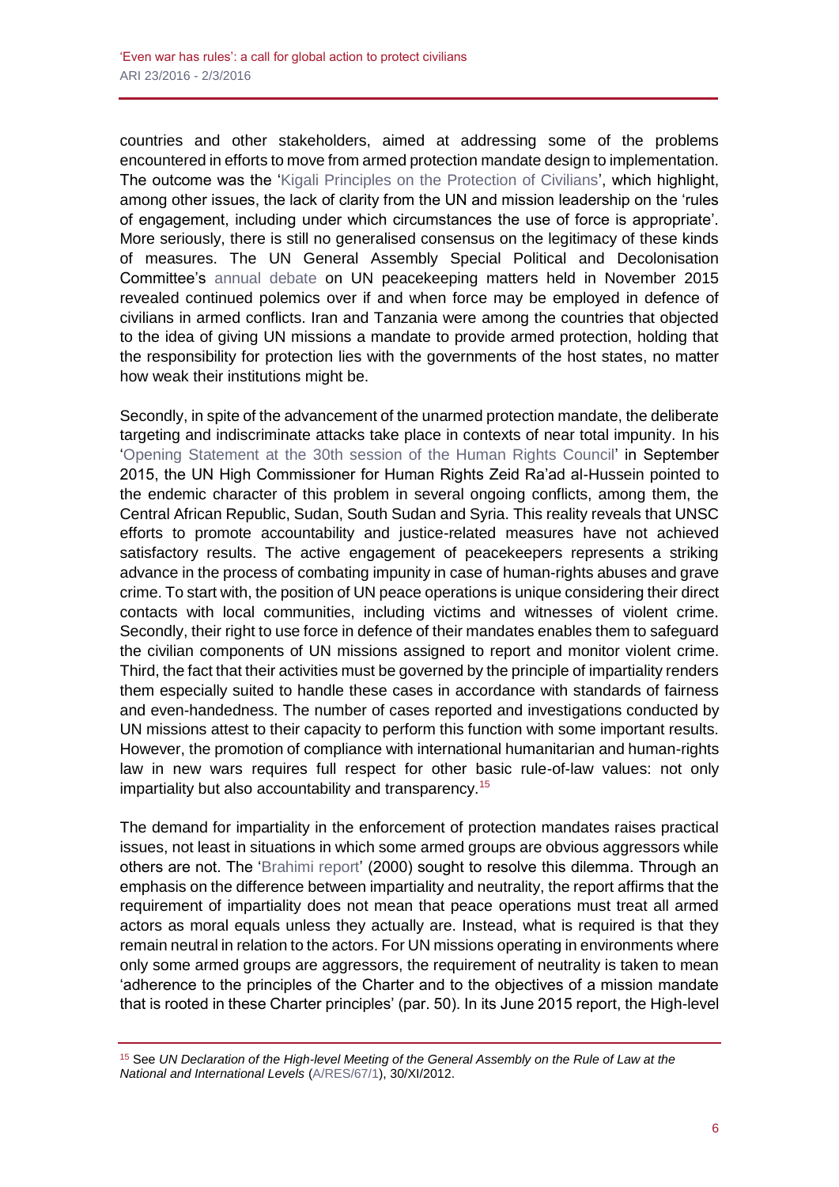countries and other stakeholders, aimed at addressing some of the problems encountered in efforts to move from armed protection mandate design to implementation. The outcome was the 'Kigali Principles on the Protection of Civilians', which highlight, among other issues, the lack of clarity from the UN and mission leadership on the 'rules of engagement, including under which circumstances the use of force is appropriate'. More seriously, there is still no generalised consensus on the legitimacy of these kinds of measures. The UN General Assembly Special Political and Decolonisation Committee's annual debate on UN peacekeeping matters held in November 2015 revealed continued polemics over if and when force may be employed in defence of civilians in armed conflicts. Iran and Tanzania were among the countries that objected to the idea of giving UN missions a mandate to provide armed protection, holding that the responsibility for protection lies with the governments of the host states, no matter how weak their institutions might be.

Secondly, in spite of the advancement of the unarmed protection mandate, the deliberate targeting and indiscriminate attacks take place in contexts of near total impunity. In his 'Opening Statement at the 30th session of the Human Rights Council' in September 2015, the UN High Commissioner for Human Rights Zeid Ra'ad al-Hussein pointed to the endemic character of this problem in several ongoing conflicts, among them, the Central African Republic, Sudan, South Sudan and Syria. This reality reveals that UNSC efforts to promote accountability and justice-related measures have not achieved satisfactory results. The active engagement of peacekeepers represents a striking advance in the process of combating impunity in case of human-rights abuses and grave crime. To start with, the position of UN peace operations is unique considering their direct contacts with local communities, including victims and witnesses of violent crime. Secondly, their right to use force in defence of their mandates enables them to safeguard the civilian components of UN missions assigned to report and monitor violent crime. Third, the fact that their activities must be governed by the principle of impartiality renders them especially suited to handle these cases in accordance with standards of fairness and even-handedness. The number of cases reported and investigations conducted by UN missions attest to their capacity to perform this function with some important results. However, the promotion of compliance with international humanitarian and human-rights law in new wars requires full respect for other basic rule-of-law values: not only impartiality but also accountability and transparency.[15]

The demand for impartiality in the enforcement of protection mandates raises practical issues, not least in situations in which some armed groups are obvious aggressors while others are not. The 'Brahimi report' (2000) sought to resolve this dilemma. Through an emphasis on the difference between impartiality and neutrality, the report affirms that the requirement of impartiality does not mean that peace operations must treat all armed actors as moral equals unless they actually are. Instead, what is required is that they remain neutral in relation to the actors. For UN missions operating in environments where only some armed groups are aggressors, the requirement of neutrality is taken to mean 'adherence to the principles of the Charter and to the objectives of a mission mandate that is rooted in these Charter principles' (par. 50). In its June 2015 report, the High-level

---

[15] See *UN Declaration of the High-level Meeting of the General Assembly on the Rule of Law at the National and International Levels* (A/RES/67/1), 30/XI/2012.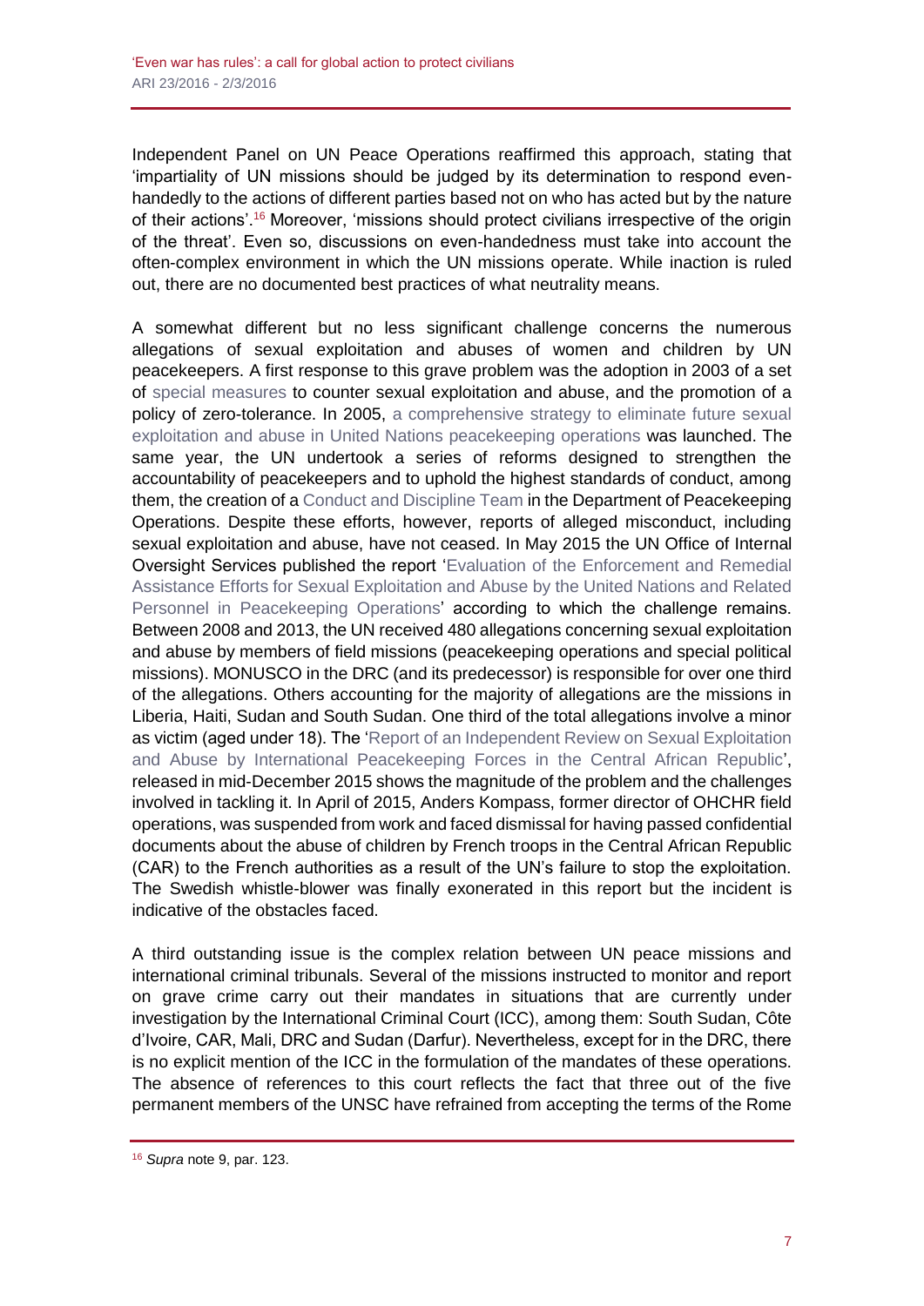Independent Panel on UN Peace Operations reaffirmed this approach, stating that 'impartiality of UN missions should be judged by its determination to respond even-handedly to the actions of different parties based not on who has acted but by the nature of their actions'.[16] Moreover, 'missions should protect civilians irrespective of the origin of the threat'. Even so, discussions on even-handedness must take into account the often-complex environment in which the UN missions operate. While inaction is ruled out, there are no documented best practices of what neutrality means.

A somewhat different but no less significant challenge concerns the numerous allegations of sexual exploitation and abuses of women and children by UN peacekeepers. A first response to this grave problem was the adoption in 2003 of a set of special measures to counter sexual exploitation and abuse, and the promotion of a policy of zero-tolerance. In 2005, a comprehensive strategy to eliminate future sexual exploitation and abuse in United Nations peacekeeping operations was launched. The same year, the UN undertook a series of reforms designed to strengthen the accountability of peacekeepers and to uphold the highest standards of conduct, among them, the creation of a Conduct and Discipline Team in the Department of Peacekeeping Operations. Despite these efforts, however, reports of alleged misconduct, including sexual exploitation and abuse, have not ceased. In May 2015 the UN Office of Internal Oversight Services published the report 'Evaluation of the Enforcement and Remedial Assistance Efforts for Sexual Exploitation and Abuse by the United Nations and Related Personnel in Peacekeeping Operations' according to which the challenge remains. Between 2008 and 2013, the UN received 480 allegations concerning sexual exploitation and abuse by members of field missions (peacekeeping operations and special political missions). MONUSCO in the DRC (and its predecessor) is responsible for over one third of the allegations. Others accounting for the majority of allegations are the missions in Liberia, Haiti, Sudan and South Sudan. One third of the total allegations involve a minor as victim (aged under 18). The 'Report of an Independent Review on Sexual Exploitation and Abuse by International Peacekeeping Forces in the Central African Republic', released in mid-December 2015 shows the magnitude of the problem and the challenges involved in tackling it. In April of 2015, Anders Kompass, former director of OHCHR field operations, was suspended from work and faced dismissal for having passed confidential documents about the abuse of children by French troops in the Central African Republic (CAR) to the French authorities as a result of the UN's failure to stop the exploitation. The Swedish whistle-blower was finally exonerated in this report but the incident is indicative of the obstacles faced.

A third outstanding issue is the complex relation between UN peace missions and international criminal tribunals. Several of the missions instructed to monitor and report on grave crime carry out their mandates in situations that are currently under investigation by the International Criminal Court (ICC), among them: South Sudan, Côte d'Ivoire, CAR, Mali, DRC and Sudan (Darfur). Nevertheless, except for in the DRC, there is no explicit mention of the ICC in the formulation of the mandates of these operations. The absence of references to this court reflects the fact that three out of the five permanent members of the UNSC have refrained from accepting the terms of the Rome

---

[16] *Supra* note 9, par. 123.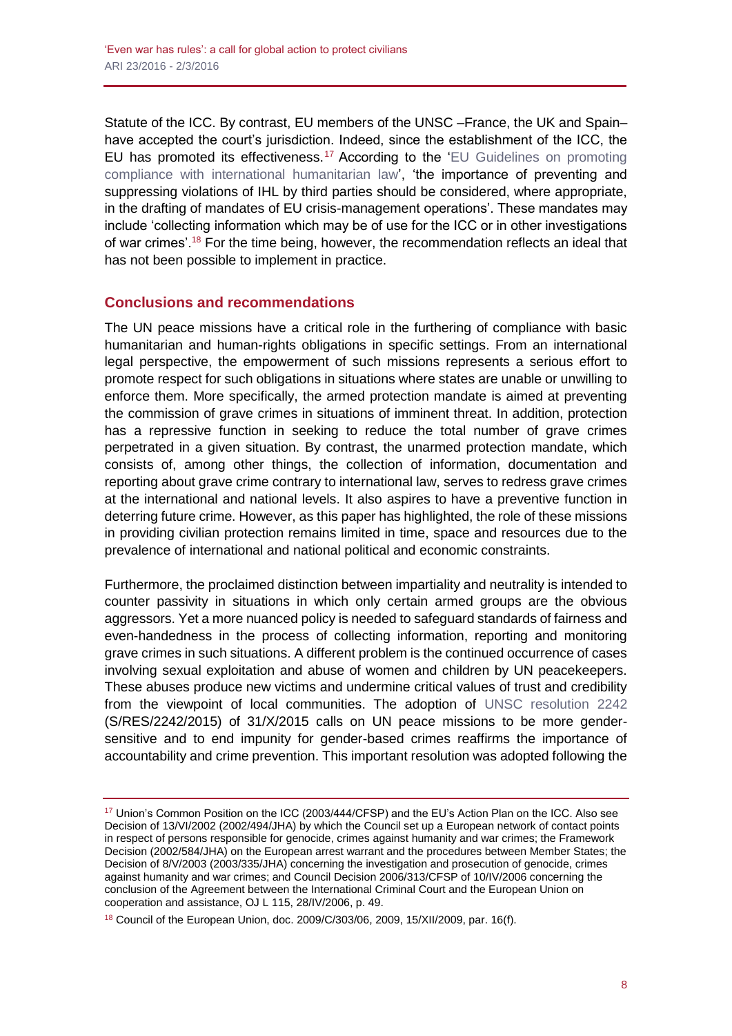Statute of the ICC. By contrast, EU members of the UNSC –France, the UK and Spain– have accepted the court's jurisdiction. Indeed, since the establishment of the ICC, the EU has promoted its effectiveness.[17] According to the 'EU Guidelines on promoting compliance with international humanitarian law', 'the importance of preventing and suppressing violations of IHL by third parties should be considered, where appropriate, in the drafting of mandates of EU crisis-management operations'. These mandates may include 'collecting information which may be of use for the ICC or in other investigations of war crimes'.[18] For the time being, however, the recommendation reflects an ideal that has not been possible to implement in practice.

## Conclusions and recommendations

The UN peace missions have a critical role in the furthering of compliance with basic humanitarian and human-rights obligations in specific settings. From an international legal perspective, the empowerment of such missions represents a serious effort to promote respect for such obligations in situations where states are unable or unwilling to enforce them. More specifically, the armed protection mandate is aimed at preventing the commission of grave crimes in situations of imminent threat. In addition, protection has a repressive function in seeking to reduce the total number of grave crimes perpetrated in a given situation. By contrast, the unarmed protection mandate, which consists of, among other things, the collection of information, documentation and reporting about grave crime contrary to international law, serves to redress grave crimes at the international and national levels. It also aspires to have a preventive function in deterring future crime. However, as this paper has highlighted, the role of these missions in providing civilian protection remains limited in time, space and resources due to the prevalence of international and national political and economic constraints.

Furthermore, the proclaimed distinction between impartiality and neutrality is intended to counter passivity in situations in which only certain armed groups are the obvious aggressors. Yet a more nuanced policy is needed to safeguard standards of fairness and even-handedness in the process of collecting information, reporting and monitoring grave crimes in such situations. A different problem is the continued occurrence of cases involving sexual exploitation and abuse of women and children by UN peacekeepers. These abuses produce new victims and undermine critical values of trust and credibility from the viewpoint of local communities. The adoption of UNSC resolution 2242 (S/RES/2242/2015) of 31/X/2015 calls on UN peace missions to be more gender-sensitive and to end impunity for gender-based crimes reaffirms the importance of accountability and crime prevention. This important resolution was adopted following the

---

[17] Union's Common Position on the ICC (2003/444/CFSP) and the EU's Action Plan on the ICC. Also see Decision of 13/VI/2002 (2002/494/JHA) by which the Council set up a European network of contact points in respect of persons responsible for genocide, crimes against humanity and war crimes; the Framework Decision (2002/584/JHA) on the European arrest warrant and the procedures between Member States; the Decision of 8/V/2003 (2003/335/JHA) concerning the investigation and prosecution of genocide, crimes against humanity and war crimes; and Council Decision 2006/313/CFSP of 10/IV/2006 concerning the conclusion of the Agreement between the International Criminal Court and the European Union on cooperation and assistance, OJ L 115, 28/IV/2006, p. 49.

[18] Council of the European Union, doc. 2009/C/303/06, 2009, 15/XII/2009, par. 16(f).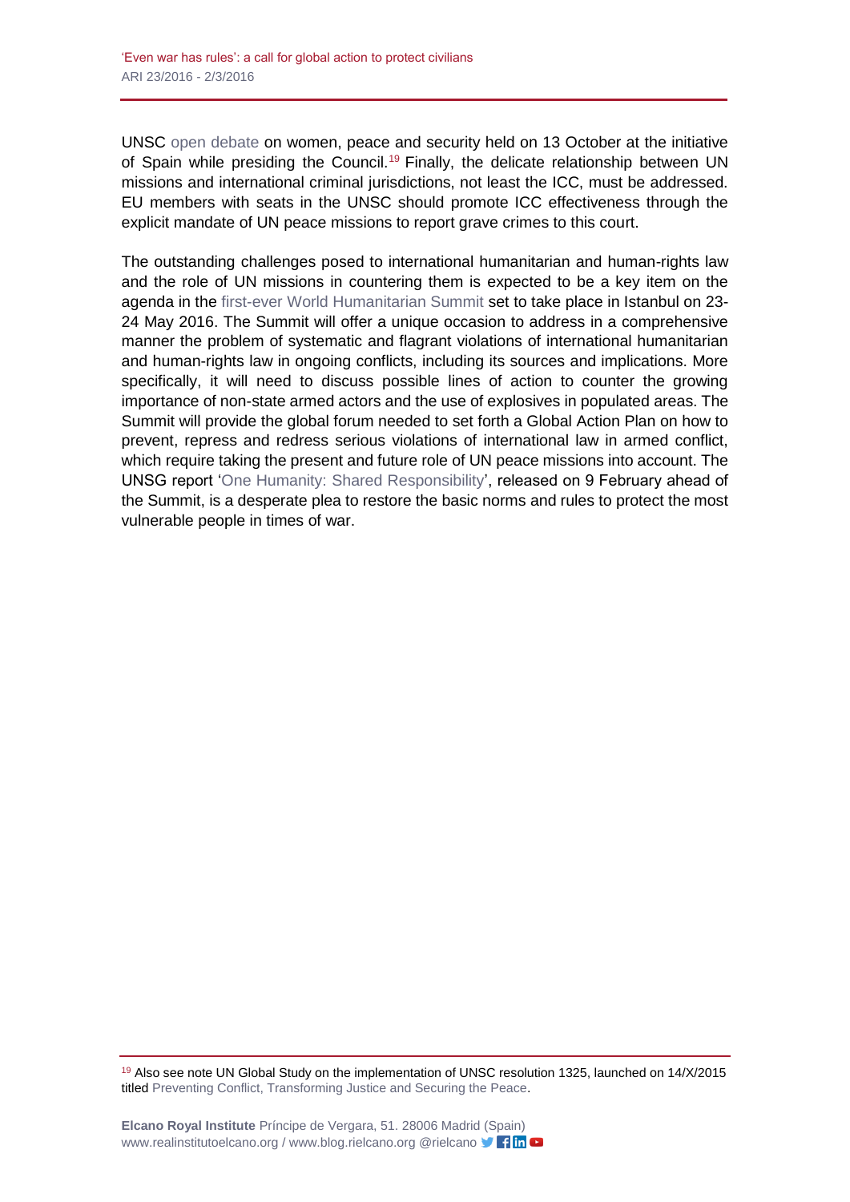UNSC open debate on women, peace and security held on 13 October at the initiative of Spain while presiding the Council.[19] Finally, the delicate relationship between UN missions and international criminal jurisdictions, not least the ICC, must be addressed. EU members with seats in the UNSC should promote ICC effectiveness through the explicit mandate of UN peace missions to report grave crimes to this court.

The outstanding challenges posed to international humanitarian and human-rights law and the role of UN missions in countering them is expected to be a key item on the agenda in the first-ever World Humanitarian Summit set to take place in Istanbul on 23-24 May 2016. The Summit will offer a unique occasion to address in a comprehensive manner the problem of systematic and flagrant violations of international humanitarian and human-rights law in ongoing conflicts, including its sources and implications. More specifically, it will need to discuss possible lines of action to counter the growing importance of non-state armed actors and the use of explosives in populated areas. The Summit will provide the global forum needed to set forth a Global Action Plan on how to prevent, repress and redress serious violations of international law in armed conflict, which require taking the present and future role of UN peace missions into account. The UNSG report 'One Humanity: Shared Responsibility', released on 9 February ahead of the Summit, is a desperate plea to restore the basic norms and rules to protect the most vulnerable people in times of war.

---

[19] Also see note UN Global Study on the implementation of UNSC resolution 1325, launched on 14/X/2015 titled Preventing Conflict, Transforming Justice and Securing the Peace.